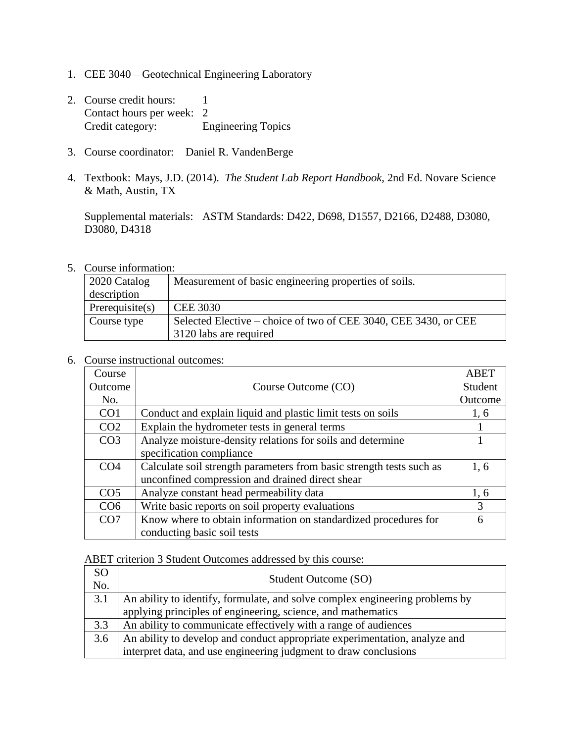1. CEE 3040 – Geotechnical Engineering Laboratory

2. Course credit hours: 1
   Contact hours per week: 2
   Credit category: Engineering Topics

3. Course coordinator: Daniel R. VandenBerge

4. Textbook: Mays, J.D. (2014). *The Student Lab Report Handbook*, 2nd Ed. Novare Science & Math, Austin, TX

   Supplemental materials: ASTM Standards: D422, D698, D1557, D2166, D2488, D3080, D3080, D4318

5. Course information:

| | |
|---|---|
| 2020 Catalog description | Measurement of basic engineering properties of soils. |
| Prerequisite(s) | CEE 3030 |
| Course type | Selected Elective – choice of two of CEE 3040, CEE 3430, or CEE 3120 labs are required |

6. Course instructional outcomes:

| Course Outcome No. | Course Outcome (CO) | ABET Student Outcome |
|---|---|---|
| CO1 | Conduct and explain liquid and plastic limit tests on soils | 1, 6 |
| CO2 | Explain the hydrometer tests in general terms | 1 |
| CO3 | Analyze moisture-density relations for soils and determine specification compliance | 1 |
| CO4 | Calculate soil strength parameters from basic strength tests such as unconfined compression and drained direct shear | 1, 6 |
| CO5 | Analyze constant head permeability data | 1, 6 |
| CO6 | Write basic reports on soil property evaluations | 3 |
| CO7 | Know where to obtain information on standardized procedures for conducting basic soil tests | 6 |

ABET criterion 3 Student Outcomes addressed by this course:

| SO No. | Student Outcome (SO) |
|---|---|
| 3.1 | An ability to identify, formulate, and solve complex engineering problems by applying principles of engineering, science, and mathematics |
| 3.3 | An ability to communicate effectively with a range of audiences |
| 3.6 | An ability to develop and conduct appropriate experimentation, analyze and interpret data, and use engineering judgment to draw conclusions |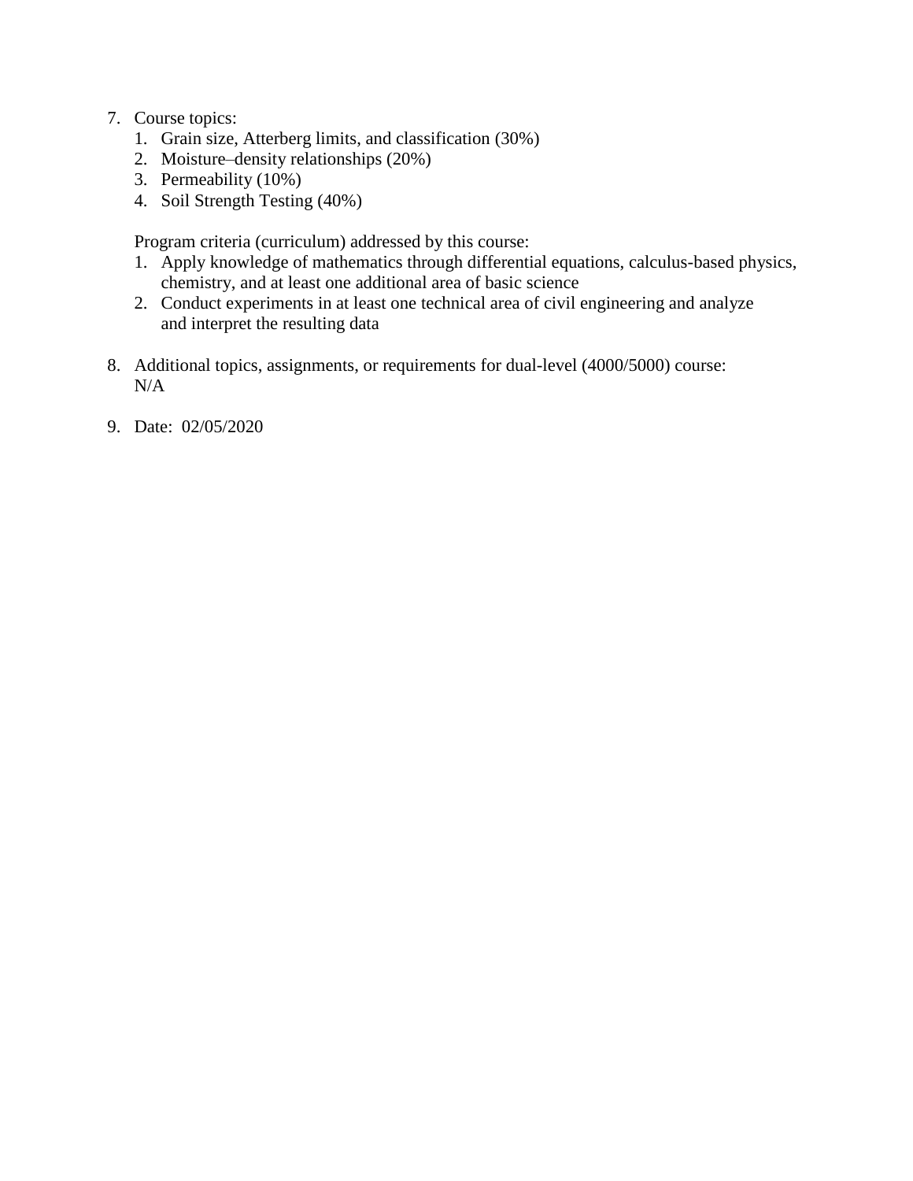7. Course topics:
    1. Grain size, Atterberg limits, and classification (30%)
    2. Moisture–density relationships (20%)
    3. Permeability (10%)
    4. Soil Strength Testing (40%)

    Program criteria (curriculum) addressed by this course:

    1. Apply knowledge of mathematics through differential equations, calculus-based physics, chemistry, and at least one additional area of basic science
    2. Conduct experiments in at least one technical area of civil engineering and analyze and interpret the resulting data

8. Additional topics, assignments, or requirements for dual-level (4000/5000) course:
    N/A

9. Date: 02/05/2020